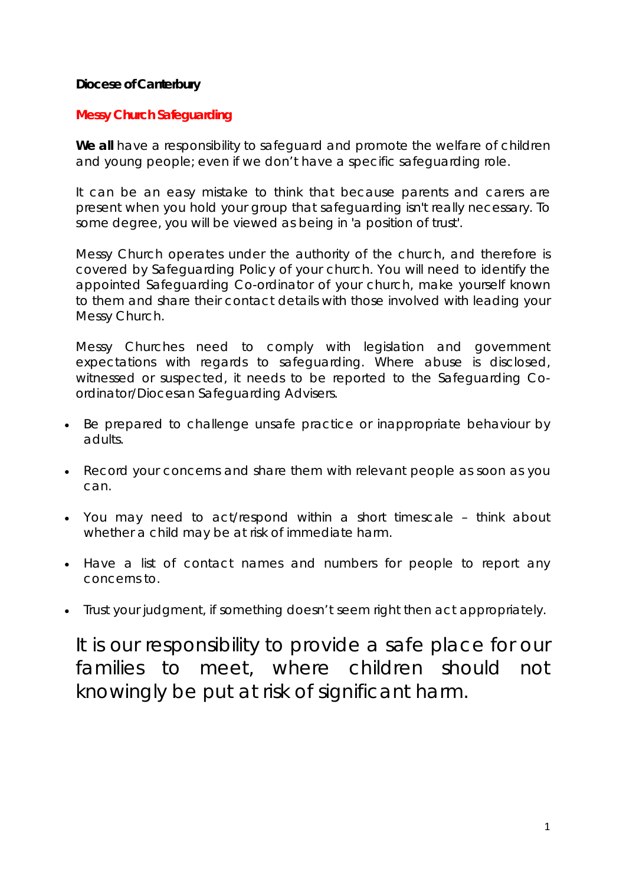**Diocese of Canterbury**

## Messy Church Safeguarding

**We all** have a responsibility to safeguard and promote the welfare of children and young people; even if we don't have a specific safeguarding role.

It can be an easy mistake to think that because parents and carers are present when you hold your group that safeguarding isn't really necessary. To some degree, you will be viewed as being in 'a position of trust'.

Messy Church operates under the authority of the church, and therefore is covered by Safeguarding Policy of your church. You will need to identify the appointed Safeguarding Co-ordinator of your church, make yourself known to them and share their contact details with those involved with leading your Messy Church.

Messy Churches need to comply with legislation and government expectations with regards to safeguarding. Where abuse is disclosed, witnessed or suspected, it needs to be reported to the Safeguarding Co-ordinator/Diocesan Safeguarding Advisers.

- Be prepared to challenge unsafe practice or inappropriate behaviour by adults.
- Record your concerns and share them with relevant people as soon as you can.
- You may need to act/respond within a short timescale – think about whether a child may be at risk of immediate harm.
- Have a list of contact names and numbers for people to report any concerns to.
- Trust your judgment, if something doesn't seem right then act appropriately.

It is our responsibility to provide a safe place for our families to meet, where children should not knowingly be put at risk of significant harm.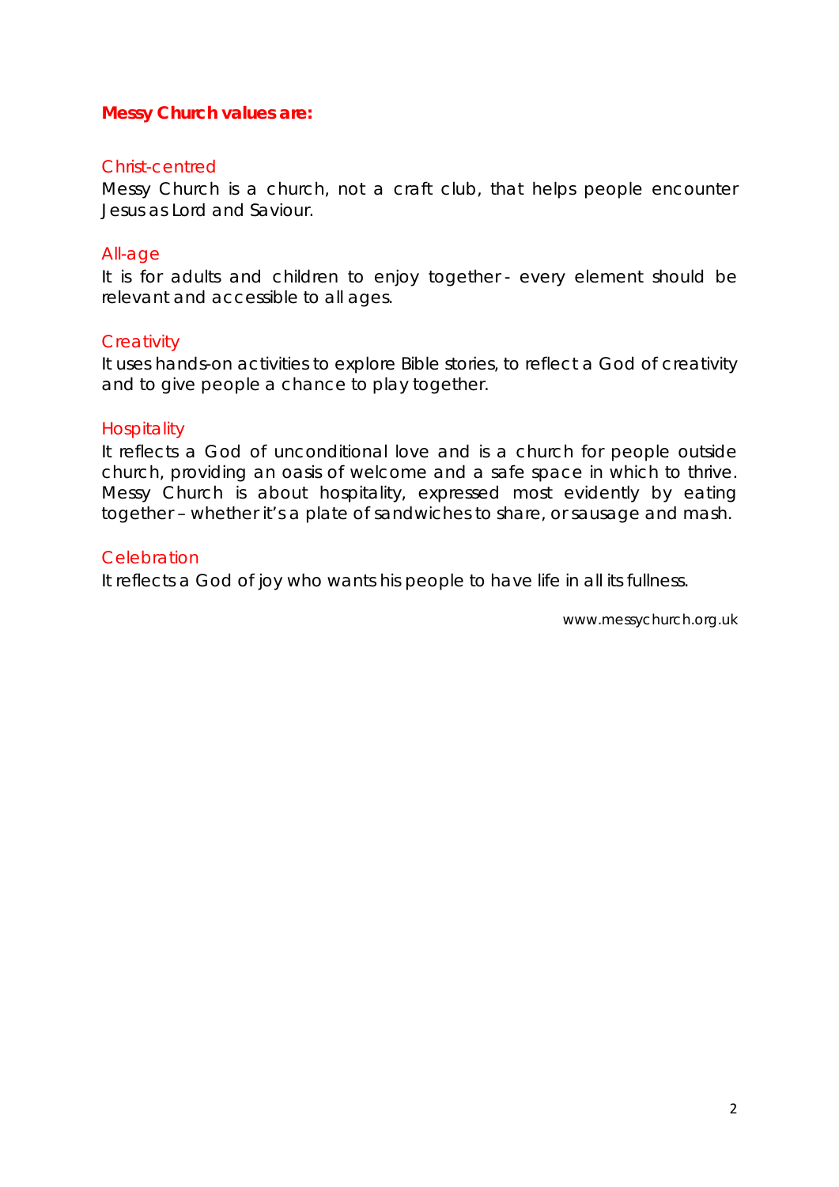**Messy Church values are:**

### Christ-centred

Messy Church is a church, not a craft club, that helps people encounter Jesus as Lord and Saviour.

### All-age

It is for adults and children to enjoy together - every element should be relevant and accessible to all ages.

### Creativity

It uses hands-on activities to explore Bible stories, to reflect a God of creativity and to give people a chance to play together.

### Hospitality

It reflects a God of unconditional love and is a church for people outside church, providing an oasis of welcome and a safe space in which to thrive. Messy Church is about hospitality, expressed most evidently by eating together – whether it's a plate of sandwiches to share, or sausage and mash.

### Celebration

It reflects a God of joy who wants his people to have life in all its fullness.

www.messychurch.org.uk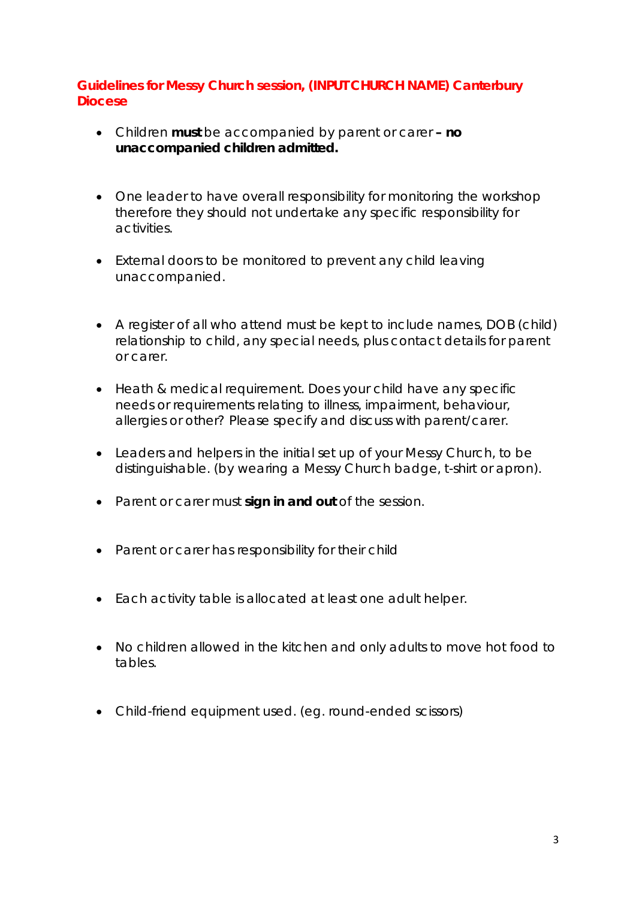**Guidelines for Messy Church session, (INPUT CHURCH NAME) Canterbury Diocese**

- Children **must** be accompanied by parent or carer **– no unaccompanied children admitted.**
- One leader to have overall responsibility for monitoring the workshop therefore they should not undertake any specific responsibility for activities.
- External doors to be monitored to prevent any child leaving unaccompanied.
- A register of all who attend must be kept to include names, DOB (child) relationship to child, any special needs, plus contact details for parent or carer.
- Heath & medical requirement. Does your child have any specific needs or requirements relating to illness, impairment, behaviour, allergies or other? Please specify and discuss with parent/carer.
- Leaders and helpers in the initial set up of your Messy Church, to be distinguishable. (by wearing a Messy Church badge, t-shirt or apron).
- Parent or carer must **sign in and out** of the session.
- Parent or carer has responsibility for their child
- Each activity table is allocated at least one adult helper.
- No children allowed in the kitchen and only adults to move hot food to tables.
- Child-friend equipment used. (eg. round-ended scissors)